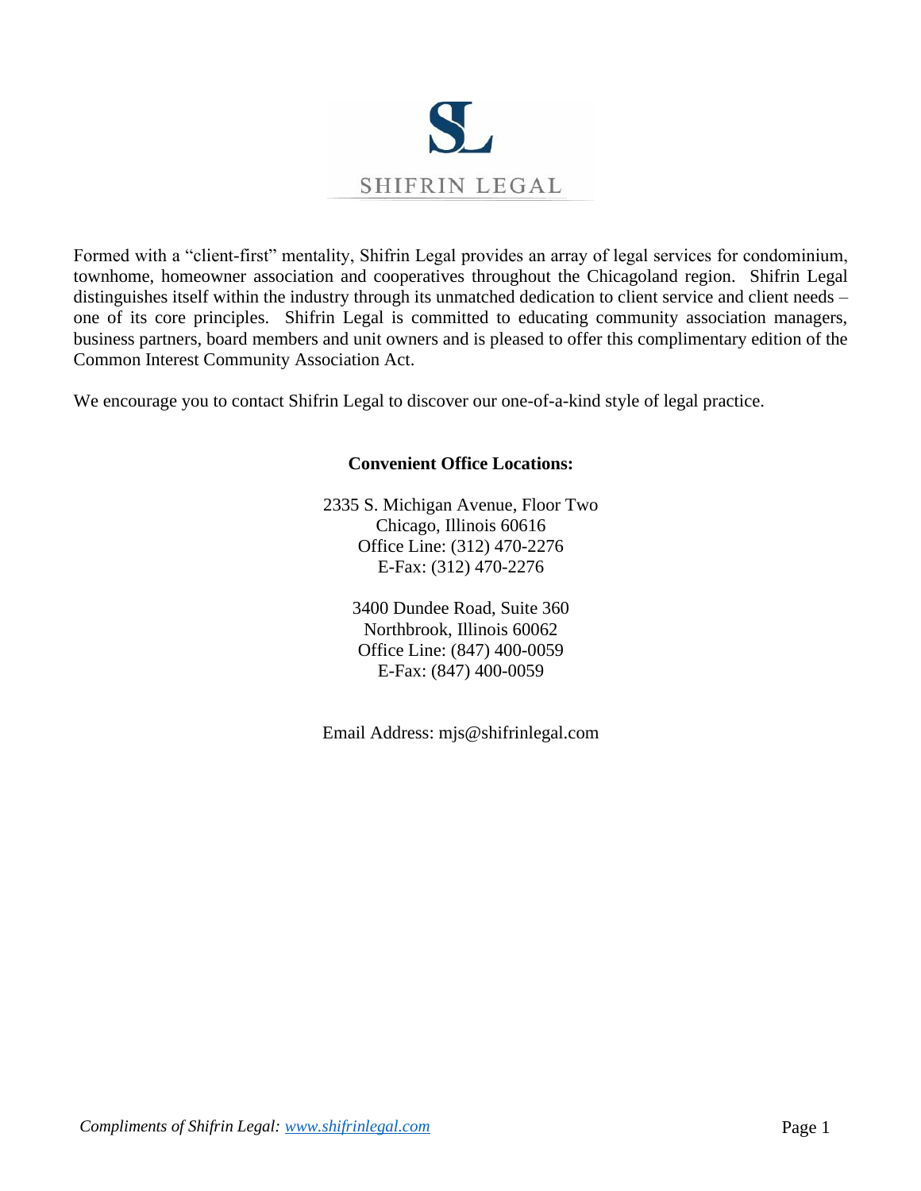# SHIFRIN LEGAL

Formed with a "client-first" mentality, Shifrin Legal provides an array of legal services for condominium, townhome, homeowner association and cooperatives throughout the Chicagoland region. Shifrin Legal distinguishes itself within the industry through its unmatched dedication to client service and client needs – one of its core principles. Shifrin Legal is committed to educating community association managers, business partners, board members and unit owners and is pleased to offer this complimentary edition of the Common Interest Community Association Act.

We encourage you to contact Shifrin Legal to discover our one-of-a-kind style of legal practice.

**Convenient Office Locations:**

2335 S. Michigan Avenue, Floor Two
Chicago, Illinois 60616
Office Line: (312) 470-2276
E-Fax: (312) 470-2276

3400 Dundee Road, Suite 360
Northbrook, Illinois 60062
Office Line: (847) 400-0059
E-Fax: (847) 400-0059

Email Address: mjs@shifrinlegal.com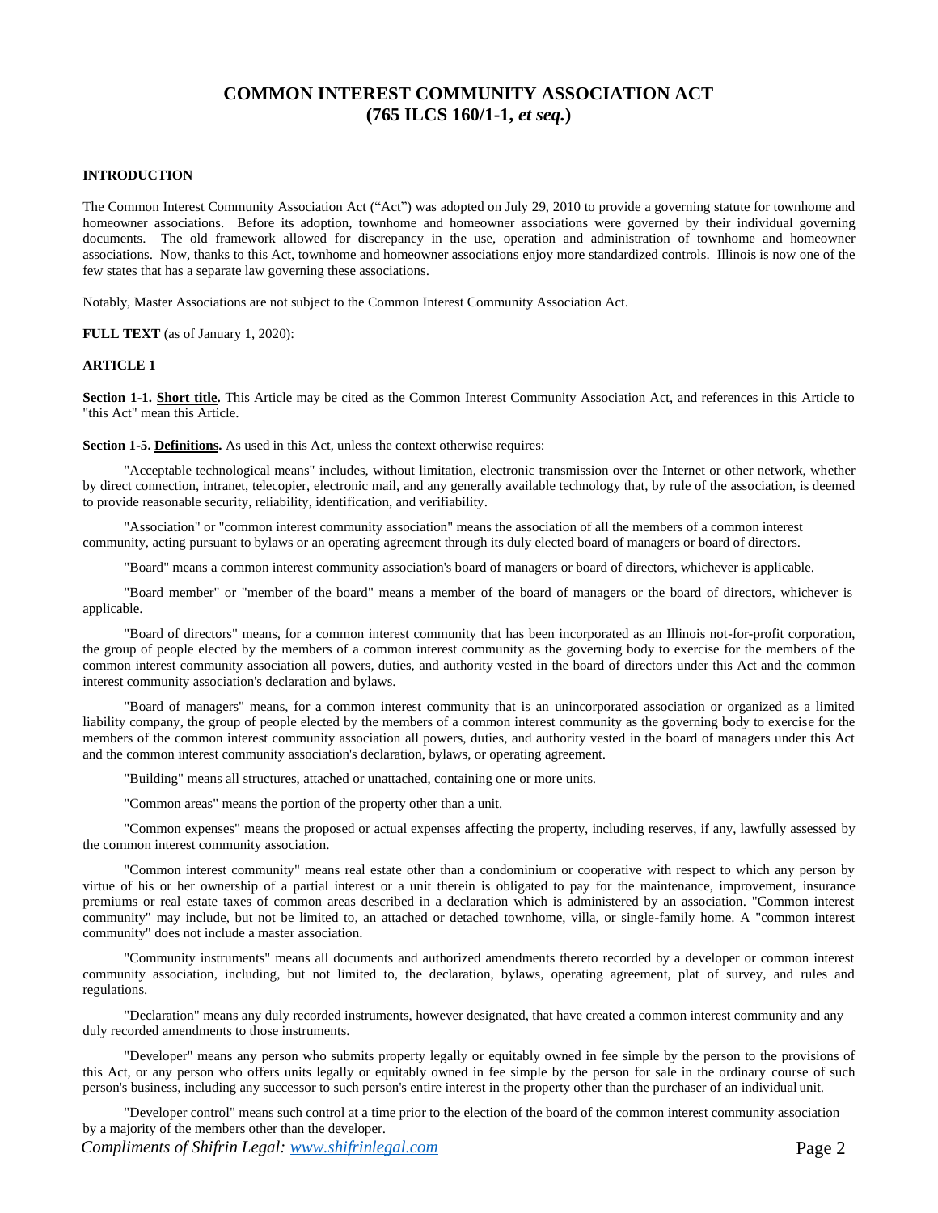# COMMON INTEREST COMMUNITY ASSOCIATION ACT (765 ILCS 160/1-1, *et seq.*)

**INTRODUCTION**

The Common Interest Community Association Act ("Act") was adopted on July 29, 2010 to provide a governing statute for townhome and homeowner associations. Before its adoption, townhome and homeowner associations were governed by their individual governing documents. The old framework allowed for discrepancy in the use, operation and administration of townhome and homeowner associations. Now, thanks to this Act, townhome and homeowner associations enjoy more standardized controls. Illinois is now one of the few states that has a separate law governing these associations.

Notably, Master Associations are not subject to the Common Interest Community Association Act.

**FULL TEXT** (as of January 1, 2020):

**ARTICLE 1**

**Section 1-1. <u>Short title</u>.** This Article may be cited as the Common Interest Community Association Act, and references in this Article to "this Act" mean this Article.

**Section 1-5. <u>Definitions</u>.** As used in this Act, unless the context otherwise requires:

"Acceptable technological means" includes, without limitation, electronic transmission over the Internet or other network, whether by direct connection, intranet, telecopier, electronic mail, and any generally available technology that, by rule of the association, is deemed to provide reasonable security, reliability, identification, and verifiability.

"Association" or "common interest community association" means the association of all the members of a common interest community, acting pursuant to bylaws or an operating agreement through its duly elected board of managers or board of directors.

"Board" means a common interest community association's board of managers or board of directors, whichever is applicable.

"Board member" or "member of the board" means a member of the board of managers or the board of directors, whichever is applicable.

"Board of directors" means, for a common interest community that has been incorporated as an Illinois not-for-profit corporation, the group of people elected by the members of a common interest community as the governing body to exercise for the members of the common interest community association all powers, duties, and authority vested in the board of directors under this Act and the common interest community association's declaration and bylaws.

"Board of managers" means, for a common interest community that is an unincorporated association or organized as a limited liability company, the group of people elected by the members of a common interest community as the governing body to exercise for the members of the common interest community association all powers, duties, and authority vested in the board of managers under this Act and the common interest community association's declaration, bylaws, or operating agreement.

"Building" means all structures, attached or unattached, containing one or more units.

"Common areas" means the portion of the property other than a unit.

"Common expenses" means the proposed or actual expenses affecting the property, including reserves, if any, lawfully assessed by the common interest community association.

"Common interest community" means real estate other than a condominium or cooperative with respect to which any person by virtue of his or her ownership of a partial interest or a unit therein is obligated to pay for the maintenance, improvement, insurance premiums or real estate taxes of common areas described in a declaration which is administered by an association. "Common interest community" may include, but not be limited to, an attached or detached townhome, villa, or single-family home. A "common interest community" does not include a master association.

"Community instruments" means all documents and authorized amendments thereto recorded by a developer or common interest community association, including, but not limited to, the declaration, bylaws, operating agreement, plat of survey, and rules and regulations.

"Declaration" means any duly recorded instruments, however designated, that have created a common interest community and any duly recorded amendments to those instruments.

"Developer" means any person who submits property legally or equitably owned in fee simple by the person to the provisions of this Act, or any person who offers units legally or equitably owned in fee simple by the person for sale in the ordinary course of such person's business, including any successor to such person's entire interest in the property other than the purchaser of an individual unit.

"Developer control" means such control at a time prior to the election of the board of the common interest community association by a majority of the members other than the developer.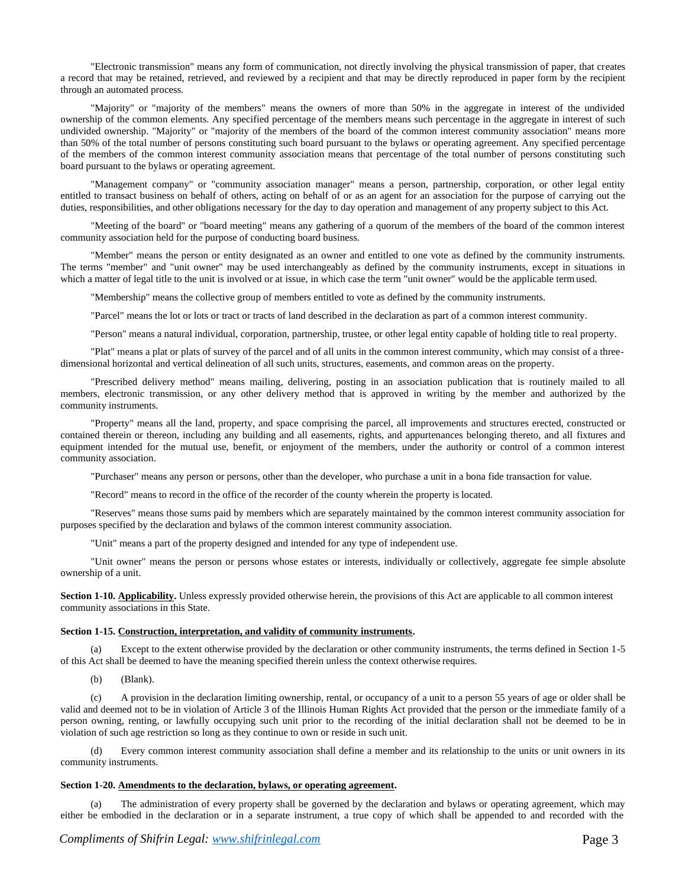"Electronic transmission" means any form of communication, not directly involving the physical transmission of paper, that creates a record that may be retained, retrieved, and reviewed by a recipient and that may be directly reproduced in paper form by the recipient through an automated process.

"Majority" or "majority of the members" means the owners of more than 50% in the aggregate in interest of the undivided ownership of the common elements. Any specified percentage of the members means such percentage in the aggregate in interest of such undivided ownership. "Majority" or "majority of the members of the board of the common interest community association" means more than 50% of the total number of persons constituting such board pursuant to the bylaws or operating agreement. Any specified percentage of the members of the common interest community association means that percentage of the total number of persons constituting such board pursuant to the bylaws or operating agreement.

"Management company" or "community association manager" means a person, partnership, corporation, or other legal entity entitled to transact business on behalf of others, acting on behalf of or as an agent for an association for the purpose of carrying out the duties, responsibilities, and other obligations necessary for the day to day operation and management of any property subject to this Act.

"Meeting of the board" or "board meeting" means any gathering of a quorum of the members of the board of the common interest community association held for the purpose of conducting board business.

"Member" means the person or entity designated as an owner and entitled to one vote as defined by the community instruments. The terms "member" and "unit owner" may be used interchangeably as defined by the community instruments, except in situations in which a matter of legal title to the unit is involved or at issue, in which case the term "unit owner" would be the applicable term used.

"Membership" means the collective group of members entitled to vote as defined by the community instruments.

"Parcel" means the lot or lots or tract or tracts of land described in the declaration as part of a common interest community.

"Person" means a natural individual, corporation, partnership, trustee, or other legal entity capable of holding title to real property.

"Plat" means a plat or plats of survey of the parcel and of all units in the common interest community, which may consist of a three-dimensional horizontal and vertical delineation of all such units, structures, easements, and common areas on the property.

"Prescribed delivery method" means mailing, delivering, posting in an association publication that is routinely mailed to all members, electronic transmission, or any other delivery method that is approved in writing by the member and authorized by the community instruments.

"Property" means all the land, property, and space comprising the parcel, all improvements and structures erected, constructed or contained therein or thereon, including any building and all easements, rights, and appurtenances belonging thereto, and all fixtures and equipment intended for the mutual use, benefit, or enjoyment of the members, under the authority or control of a common interest community association.

"Purchaser" means any person or persons, other than the developer, who purchase a unit in a bona fide transaction for value.

"Record" means to record in the office of the recorder of the county wherein the property is located.

"Reserves" means those sums paid by members which are separately maintained by the common interest community association for purposes specified by the declaration and bylaws of the common interest community association.

"Unit" means a part of the property designed and intended for any type of independent use.

"Unit owner" means the person or persons whose estates or interests, individually or collectively, aggregate fee simple absolute ownership of a unit.

**Section 1-10. Applicability.** Unless expressly provided otherwise herein, the provisions of this Act are applicable to all common interest community associations in this State.

**Section 1-15. Construction, interpretation, and validity of community instruments.**

(a) Except to the extent otherwise provided by the declaration or other community instruments, the terms defined in Section 1-5 of this Act shall be deemed to have the meaning specified therein unless the context otherwise requires.

(b) (Blank).

(c) A provision in the declaration limiting ownership, rental, or occupancy of a unit to a person 55 years of age or older shall be valid and deemed not to be in violation of Article 3 of the Illinois Human Rights Act provided that the person or the immediate family of a person owning, renting, or lawfully occupying such unit prior to the recording of the initial declaration shall not be deemed to be in violation of such age restriction so long as they continue to own or reside in such unit.

(d) Every common interest community association shall define a member and its relationship to the units or unit owners in its community instruments.

**Section 1-20. Amendments to the declaration, bylaws, or operating agreement.**

(a) The administration of every property shall be governed by the declaration and bylaws or operating agreement, which may either be embodied in the declaration or in a separate instrument, a true copy of which shall be appended to and recorded with the

*Compliments of Shifrin Legal: www.shifrinlegal.com*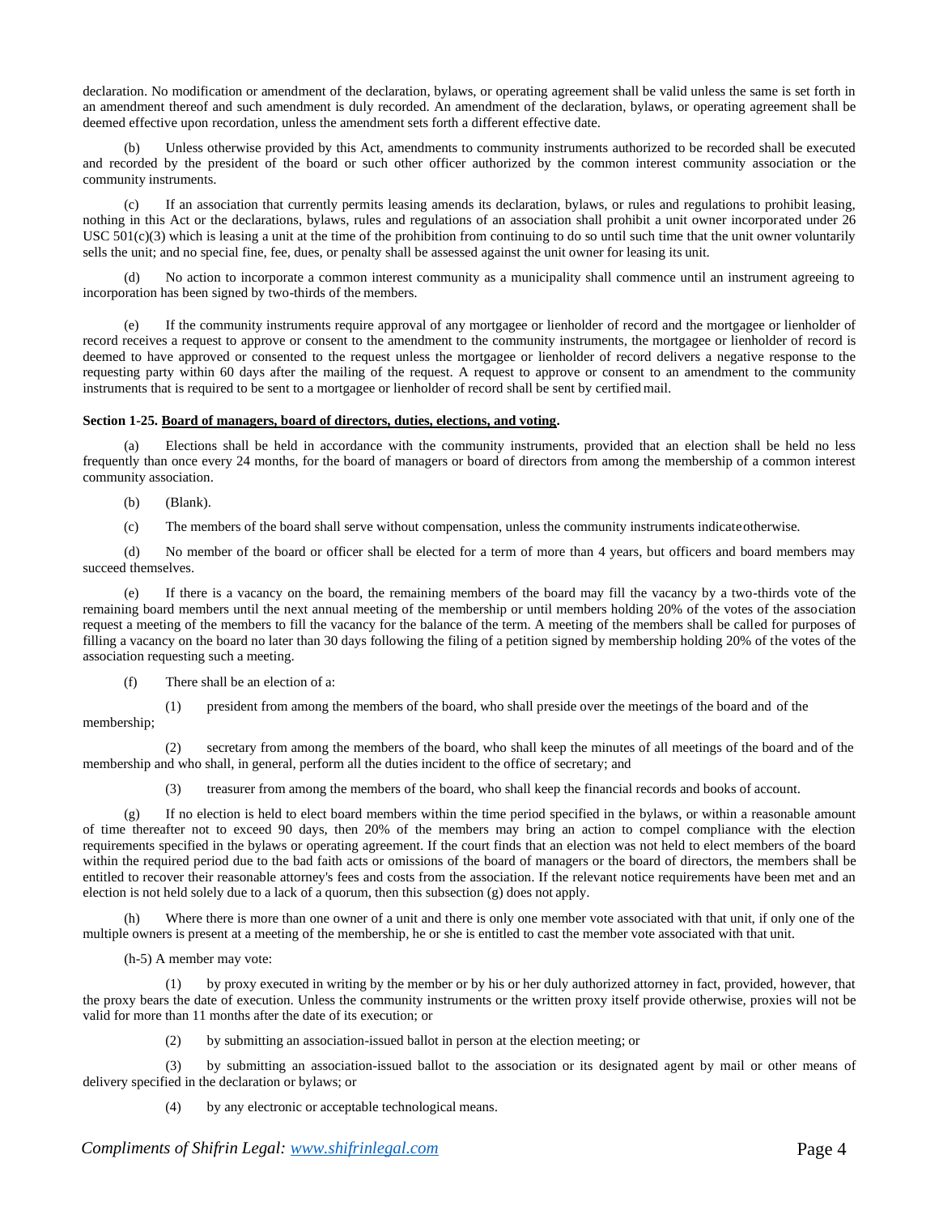declaration. No modification or amendment of the declaration, bylaws, or operating agreement shall be valid unless the same is set forth in an amendment thereof and such amendment is duly recorded. An amendment of the declaration, bylaws, or operating agreement shall be deemed effective upon recordation, unless the amendment sets forth a different effective date.

(b) Unless otherwise provided by this Act, amendments to community instruments authorized to be recorded shall be executed and recorded by the president of the board or such other officer authorized by the common interest community association or the community instruments.

(c) If an association that currently permits leasing amends its declaration, bylaws, or rules and regulations to prohibit leasing, nothing in this Act or the declarations, bylaws, rules and regulations of an association shall prohibit a unit owner incorporated under 26 USC 501(c)(3) which is leasing a unit at the time of the prohibition from continuing to do so until such time that the unit owner voluntarily sells the unit; and no special fine, fee, dues, or penalty shall be assessed against the unit owner for leasing its unit.

(d) No action to incorporate a common interest community as a municipality shall commence until an instrument agreeing to incorporation has been signed by two-thirds of the members.

(e) If the community instruments require approval of any mortgagee or lienholder of record and the mortgagee or lienholder of record receives a request to approve or consent to the amendment to the community instruments, the mortgagee or lienholder of record is deemed to have approved or consented to the request unless the mortgagee or lienholder of record delivers a negative response to the requesting party within 60 days after the mailing of the request. A request to approve or consent to an amendment to the community instruments that is required to be sent to a mortgagee or lienholder of record shall be sent by certified mail.

**Section 1-25. Board of managers, board of directors, duties, elections, and voting.**

(a) Elections shall be held in accordance with the community instruments, provided that an election shall be held no less frequently than once every 24 months, for the board of managers or board of directors from among the membership of a common interest community association.

(b) (Blank).

(c) The members of the board shall serve without compensation, unless the community instruments indicate otherwise.

(d) No member of the board or officer shall be elected for a term of more than 4 years, but officers and board members may succeed themselves.

(e) If there is a vacancy on the board, the remaining members of the board may fill the vacancy by a two-thirds vote of the remaining board members until the next annual meeting of the membership or until members holding 20% of the votes of the association request a meeting of the members to fill the vacancy for the balance of the term. A meeting of the members shall be called for purposes of filling a vacancy on the board no later than 30 days following the filing of a petition signed by membership holding 20% of the votes of the association requesting such a meeting.

(f) There shall be an election of a:

(1) president from among the members of the board, who shall preside over the meetings of the board and of the membership;

(2) secretary from among the members of the board, who shall keep the minutes of all meetings of the board and of the membership and who shall, in general, perform all the duties incident to the office of secretary; and

(3) treasurer from among the members of the board, who shall keep the financial records and books of account.

(g) If no election is held to elect board members within the time period specified in the bylaws, or within a reasonable amount of time thereafter not to exceed 90 days, then 20% of the members may bring an action to compel compliance with the election requirements specified in the bylaws or operating agreement. If the court finds that an election was not held to elect members of the board within the required period due to the bad faith acts or omissions of the board of managers or the board of directors, the members shall be entitled to recover their reasonable attorney's fees and costs from the association. If the relevant notice requirements have been met and an election is not held solely due to a lack of a quorum, then this subsection (g) does not apply.

(h) Where there is more than one owner of a unit and there is only one member vote associated with that unit, if only one of the multiple owners is present at a meeting of the membership, he or she is entitled to cast the member vote associated with that unit.

(h-5) A member may vote:

(1) by proxy executed in writing by the member or by his or her duly authorized attorney in fact, provided, however, that the proxy bears the date of execution. Unless the community instruments or the written proxy itself provide otherwise, proxies will not be valid for more than 11 months after the date of its execution; or

(2) by submitting an association-issued ballot in person at the election meeting; or

(3) by submitting an association-issued ballot to the association or its designated agent by mail or other means of delivery specified in the declaration or bylaws; or

(4) by any electronic or acceptable technological means.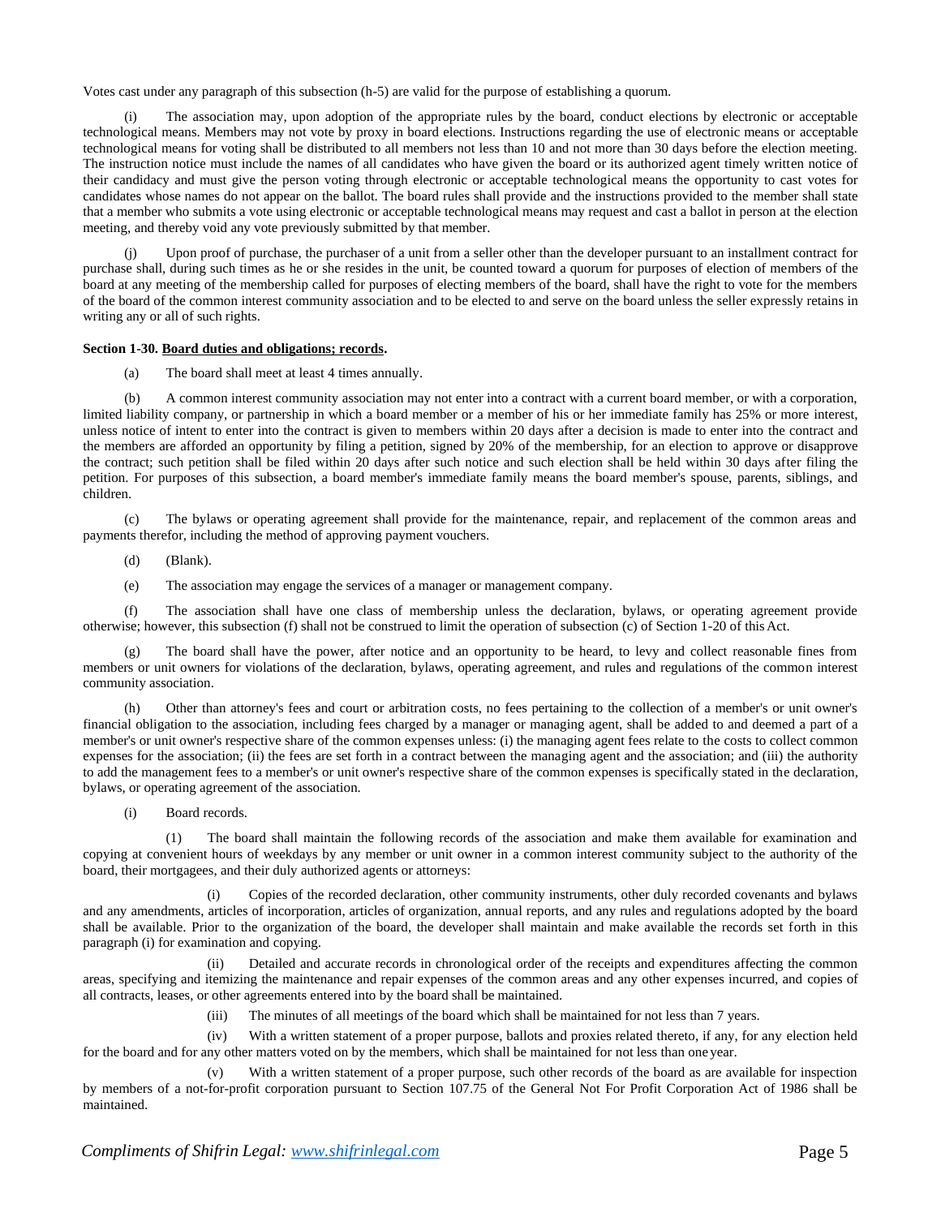Votes cast under any paragraph of this subsection (h-5) are valid for the purpose of establishing a quorum.

(i) The association may, upon adoption of the appropriate rules by the board, conduct elections by electronic or acceptable technological means. Members may not vote by proxy in board elections. Instructions regarding the use of electronic means or acceptable technological means for voting shall be distributed to all members not less than 10 and not more than 30 days before the election meeting. The instruction notice must include the names of all candidates who have given the board or its authorized agent timely written notice of their candidacy and must give the person voting through electronic or acceptable technological means the opportunity to cast votes for candidates whose names do not appear on the ballot. The board rules shall provide and the instructions provided to the member shall state that a member who submits a vote using electronic or acceptable technological means may request and cast a ballot in person at the election meeting, and thereby void any vote previously submitted by that member.

(j) Upon proof of purchase, the purchaser of a unit from a seller other than the developer pursuant to an installment contract for purchase shall, during such times as he or she resides in the unit, be counted toward a quorum for purposes of election of members of the board at any meeting of the membership called for purposes of electing members of the board, shall have the right to vote for the members of the board of the common interest community association and to be elected to and serve on the board unless the seller expressly retains in writing any or all of such rights.

**Section 1-30. Board duties and obligations; records.**

(a) The board shall meet at least 4 times annually.

(b) A common interest community association may not enter into a contract with a current board member, or with a corporation, limited liability company, or partnership in which a board member or a member of his or her immediate family has 25% or more interest, unless notice of intent to enter into the contract is given to members within 20 days after a decision is made to enter into the contract and the members are afforded an opportunity by filing a petition, signed by 20% of the membership, for an election to approve or disapprove the contract; such petition shall be filed within 20 days after such notice and such election shall be held within 30 days after filing the petition. For purposes of this subsection, a board member's immediate family means the board member's spouse, parents, siblings, and children.

(c) The bylaws or operating agreement shall provide for the maintenance, repair, and replacement of the common areas and payments therefor, including the method of approving payment vouchers.

(d) (Blank).

(e) The association may engage the services of a manager or management company.

(f) The association shall have one class of membership unless the declaration, bylaws, or operating agreement provide otherwise; however, this subsection (f) shall not be construed to limit the operation of subsection (c) of Section 1-20 of this Act.

(g) The board shall have the power, after notice and an opportunity to be heard, to levy and collect reasonable fines from members or unit owners for violations of the declaration, bylaws, operating agreement, and rules and regulations of the common interest community association.

(h) Other than attorney's fees and court or arbitration costs, no fees pertaining to the collection of a member's or unit owner's financial obligation to the association, including fees charged by a manager or managing agent, shall be added to and deemed a part of a member's or unit owner's respective share of the common expenses unless: (i) the managing agent fees relate to the costs to collect common expenses for the association; (ii) the fees are set forth in a contract between the managing agent and the association; and (iii) the authority to add the management fees to a member's or unit owner's respective share of the common expenses is specifically stated in the declaration, bylaws, or operating agreement of the association.

(i) Board records.

(1) The board shall maintain the following records of the association and make them available for examination and copying at convenient hours of weekdays by any member or unit owner in a common interest community subject to the authority of the board, their mortgagees, and their duly authorized agents or attorneys:

(i) Copies of the recorded declaration, other community instruments, other duly recorded covenants and bylaws and any amendments, articles of incorporation, articles of organization, annual reports, and any rules and regulations adopted by the board shall be available. Prior to the organization of the board, the developer shall maintain and make available the records set forth in this paragraph (i) for examination and copying.

(ii) Detailed and accurate records in chronological order of the receipts and expenditures affecting the common areas, specifying and itemizing the maintenance and repair expenses of the common areas and any other expenses incurred, and copies of all contracts, leases, or other agreements entered into by the board shall be maintained.

(iii) The minutes of all meetings of the board which shall be maintained for not less than 7 years.

(iv) With a written statement of a proper purpose, ballots and proxies related thereto, if any, for any election held for the board and for any other matters voted on by the members, which shall be maintained for not less than one year.

(v) With a written statement of a proper purpose, such other records of the board as are available for inspection by members of a not-for-profit corporation pursuant to Section 107.75 of the General Not For Profit Corporation Act of 1986 shall be maintained.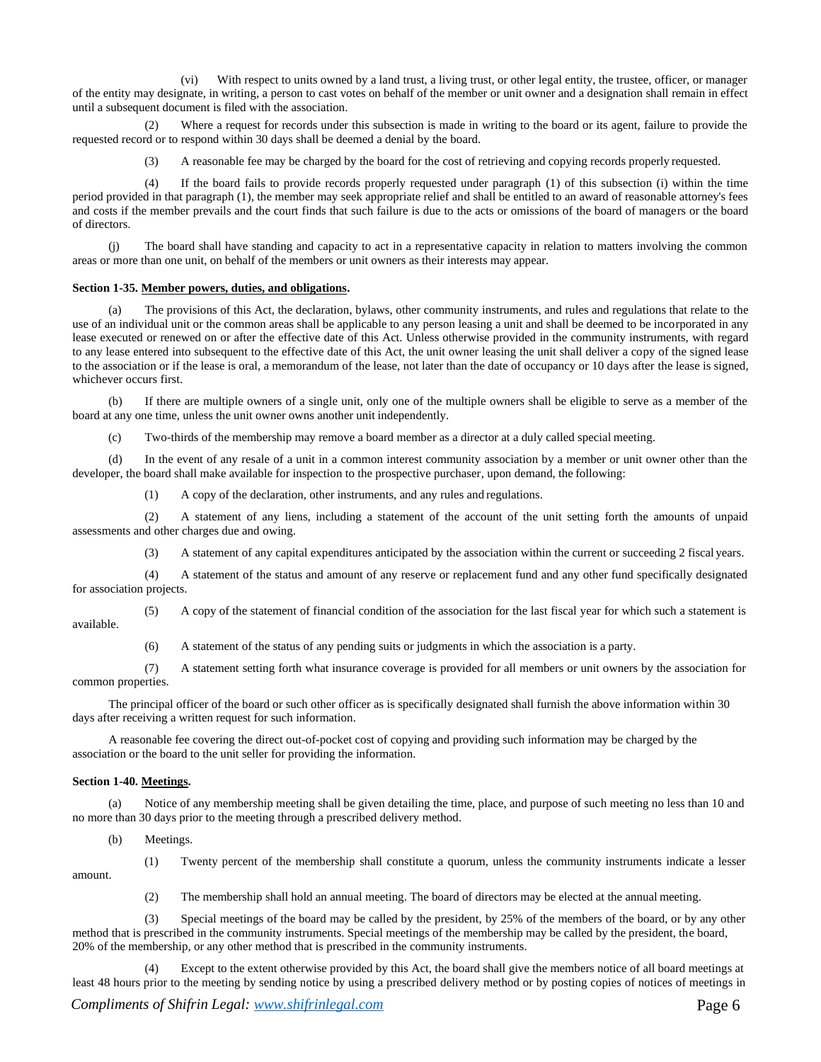(vi) With respect to units owned by a land trust, a living trust, or other legal entity, the trustee, officer, or manager of the entity may designate, in writing, a person to cast votes on behalf of the member or unit owner and a designation shall remain in effect until a subsequent document is filed with the association.

(2) Where a request for records under this subsection is made in writing to the board or its agent, failure to provide the requested record or to respond within 30 days shall be deemed a denial by the board.

(3) A reasonable fee may be charged by the board for the cost of retrieving and copying records properly requested.

(4) If the board fails to provide records properly requested under paragraph (1) of this subsection (i) within the time period provided in that paragraph (1), the member may seek appropriate relief and shall be entitled to an award of reasonable attorney's fees and costs if the member prevails and the court finds that such failure is due to the acts or omissions of the board of managers or the board of directors.

(j) The board shall have standing and capacity to act in a representative capacity in relation to matters involving the common areas or more than one unit, on behalf of the members or unit owners as their interests may appear.

**Section 1-35. Member powers, duties, and obligations.**

(a) The provisions of this Act, the declaration, bylaws, other community instruments, and rules and regulations that relate to the use of an individual unit or the common areas shall be applicable to any person leasing a unit and shall be deemed to be incorporated in any lease executed or renewed on or after the effective date of this Act. Unless otherwise provided in the community instruments, with regard to any lease entered into subsequent to the effective date of this Act, the unit owner leasing the unit shall deliver a copy of the signed lease to the association or if the lease is oral, a memorandum of the lease, not later than the date of occupancy or 10 days after the lease is signed, whichever occurs first.

(b) If there are multiple owners of a single unit, only one of the multiple owners shall be eligible to serve as a member of the board at any one time, unless the unit owner owns another unit independently.

(c) Two-thirds of the membership may remove a board member as a director at a duly called special meeting.

(d) In the event of any resale of a unit in a common interest community association by a member or unit owner other than the developer, the board shall make available for inspection to the prospective purchaser, upon demand, the following:

(1) A copy of the declaration, other instruments, and any rules and regulations.

(2) A statement of any liens, including a statement of the account of the unit setting forth the amounts of unpaid assessments and other charges due and owing.

(3) A statement of any capital expenditures anticipated by the association within the current or succeeding 2 fiscal years.

(4) A statement of the status and amount of any reserve or replacement fund and any other fund specifically designated for association projects.

(5) A copy of the statement of financial condition of the association for the last fiscal year for which such a statement is available.

(6) A statement of the status of any pending suits or judgments in which the association is a party.

(7) A statement setting forth what insurance coverage is provided for all members or unit owners by the association for common properties.

The principal officer of the board or such other officer as is specifically designated shall furnish the above information within 30 days after receiving a written request for such information.

A reasonable fee covering the direct out-of-pocket cost of copying and providing such information may be charged by the association or the board to the unit seller for providing the information.

**Section 1-40. Meetings.**

(a) Notice of any membership meeting shall be given detailing the time, place, and purpose of such meeting no less than 10 and no more than 30 days prior to the meeting through a prescribed delivery method.

(b) Meetings.

(1) Twenty percent of the membership shall constitute a quorum, unless the community instruments indicate a lesser amount.

(2) The membership shall hold an annual meeting. The board of directors may be elected at the annual meeting.

(3) Special meetings of the board may be called by the president, by 25% of the members of the board, or by any other method that is prescribed in the community instruments. Special meetings of the membership may be called by the president, the board, 20% of the membership, or any other method that is prescribed in the community instruments.

(4) Except to the extent otherwise provided by this Act, the board shall give the members notice of all board meetings at least 48 hours prior to the meeting by sending notice by using a prescribed delivery method or by posting copies of notices of meetings in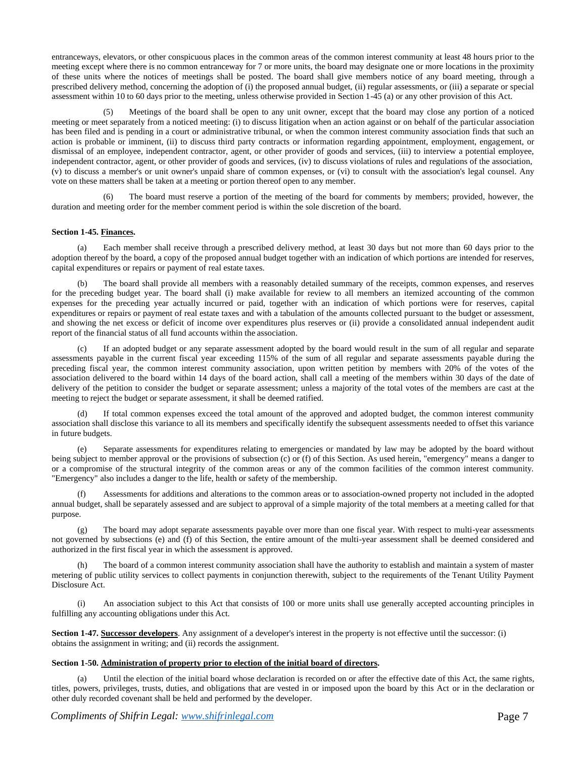entranceways, elevators, or other conspicuous places in the common areas of the common interest community at least 48 hours prior to the meeting except where there is no common entranceway for 7 or more units, the board may designate one or more locations in the proximity of these units where the notices of meetings shall be posted. The board shall give members notice of any board meeting, through a prescribed delivery method, concerning the adoption of (i) the proposed annual budget, (ii) regular assessments, or (iii) a separate or special assessment within 10 to 60 days prior to the meeting, unless otherwise provided in Section 1-45 (a) or any other provision of this Act.

(5) Meetings of the board shall be open to any unit owner, except that the board may close any portion of a noticed meeting or meet separately from a noticed meeting: (i) to discuss litigation when an action against or on behalf of the particular association has been filed and is pending in a court or administrative tribunal, or when the common interest community association finds that such an action is probable or imminent, (ii) to discuss third party contracts or information regarding appointment, employment, engagement, or dismissal of an employee, independent contractor, agent, or other provider of goods and services, (iii) to interview a potential employee, independent contractor, agent, or other provider of goods and services, (iv) to discuss violations of rules and regulations of the association, (v) to discuss a member's or unit owner's unpaid share of common expenses, or (vi) to consult with the association's legal counsel. Any vote on these matters shall be taken at a meeting or portion thereof open to any member.

(6) The board must reserve a portion of the meeting of the board for comments by members; provided, however, the duration and meeting order for the member comment period is within the sole discretion of the board.

**Section 1-45. Finances.**

(a) Each member shall receive through a prescribed delivery method, at least 30 days but not more than 60 days prior to the adoption thereof by the board, a copy of the proposed annual budget together with an indication of which portions are intended for reserves, capital expenditures or repairs or payment of real estate taxes.

(b) The board shall provide all members with a reasonably detailed summary of the receipts, common expenses, and reserves for the preceding budget year. The board shall (i) make available for review to all members an itemized accounting of the common expenses for the preceding year actually incurred or paid, together with an indication of which portions were for reserves, capital expenditures or repairs or payment of real estate taxes and with a tabulation of the amounts collected pursuant to the budget or assessment, and showing the net excess or deficit of income over expenditures plus reserves or (ii) provide a consolidated annual independent audit report of the financial status of all fund accounts within the association.

(c) If an adopted budget or any separate assessment adopted by the board would result in the sum of all regular and separate assessments payable in the current fiscal year exceeding 115% of the sum of all regular and separate assessments payable during the preceding fiscal year, the common interest community association, upon written petition by members with 20% of the votes of the association delivered to the board within 14 days of the board action, shall call a meeting of the members within 30 days of the date of delivery of the petition to consider the budget or separate assessment; unless a majority of the total votes of the members are cast at the meeting to reject the budget or separate assessment, it shall be deemed ratified.

(d) If total common expenses exceed the total amount of the approved and adopted budget, the common interest community association shall disclose this variance to all its members and specifically identify the subsequent assessments needed to offset this variance in future budgets.

(e) Separate assessments for expenditures relating to emergencies or mandated by law may be adopted by the board without being subject to member approval or the provisions of subsection (c) or (f) of this Section. As used herein, "emergency" means a danger to or a compromise of the structural integrity of the common areas or any of the common facilities of the common interest community. "Emergency" also includes a danger to the life, health or safety of the membership.

(f) Assessments for additions and alterations to the common areas or to association-owned property not included in the adopted annual budget, shall be separately assessed and are subject to approval of a simple majority of the total members at a meeting called for that purpose.

(g) The board may adopt separate assessments payable over more than one fiscal year. With respect to multi-year assessments not governed by subsections (e) and (f) of this Section, the entire amount of the multi-year assessment shall be deemed considered and authorized in the first fiscal year in which the assessment is approved.

(h) The board of a common interest community association shall have the authority to establish and maintain a system of master metering of public utility services to collect payments in conjunction therewith, subject to the requirements of the Tenant Utility Payment Disclosure Act.

(i) An association subject to this Act that consists of 100 or more units shall use generally accepted accounting principles in fulfilling any accounting obligations under this Act.

**Section 1-47. Successor developers**. Any assignment of a developer's interest in the property is not effective until the successor: (i) obtains the assignment in writing; and (ii) records the assignment.

**Section 1-50. Administration of property prior to election of the initial board of directors.**

(a) Until the election of the initial board whose declaration is recorded on or after the effective date of this Act, the same rights, titles, powers, privileges, trusts, duties, and obligations that are vested in or imposed upon the board by this Act or in the declaration or other duly recorded covenant shall be held and performed by the developer.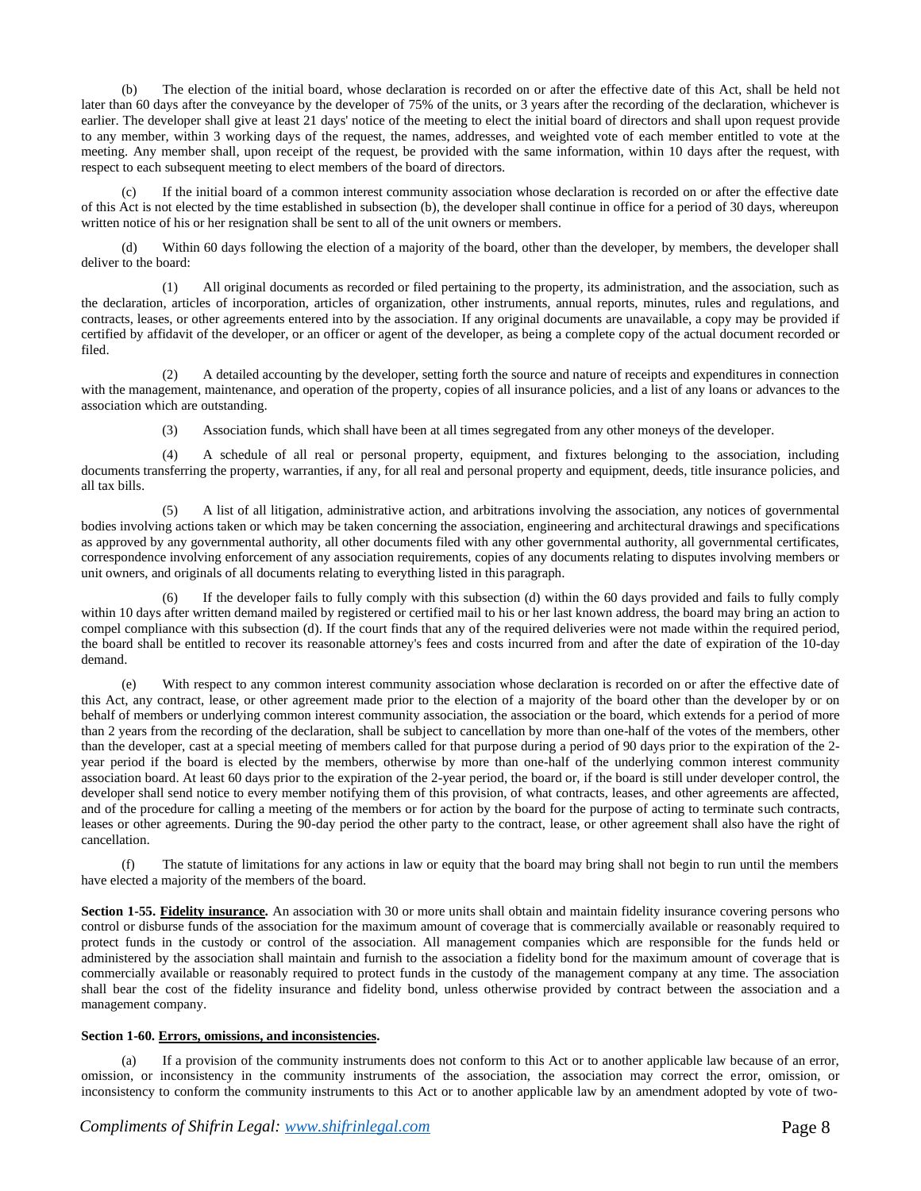(b) The election of the initial board, whose declaration is recorded on or after the effective date of this Act, shall be held not later than 60 days after the conveyance by the developer of 75% of the units, or 3 years after the recording of the declaration, whichever is earlier. The developer shall give at least 21 days' notice of the meeting to elect the initial board of directors and shall upon request provide to any member, within 3 working days of the request, the names, addresses, and weighted vote of each member entitled to vote at the meeting. Any member shall, upon receipt of the request, be provided with the same information, within 10 days after the request, with respect to each subsequent meeting to elect members of the board of directors.

(c) If the initial board of a common interest community association whose declaration is recorded on or after the effective date of this Act is not elected by the time established in subsection (b), the developer shall continue in office for a period of 30 days, whereupon written notice of his or her resignation shall be sent to all of the unit owners or members.

(d) Within 60 days following the election of a majority of the board, other than the developer, by members, the developer shall deliver to the board:

(1) All original documents as recorded or filed pertaining to the property, its administration, and the association, such as the declaration, articles of incorporation, articles of organization, other instruments, annual reports, minutes, rules and regulations, and contracts, leases, or other agreements entered into by the association. If any original documents are unavailable, a copy may be provided if certified by affidavit of the developer, or an officer or agent of the developer, as being a complete copy of the actual document recorded or filed.

(2) A detailed accounting by the developer, setting forth the source and nature of receipts and expenditures in connection with the management, maintenance, and operation of the property, copies of all insurance policies, and a list of any loans or advances to the association which are outstanding.

(3) Association funds, which shall have been at all times segregated from any other moneys of the developer.

(4) A schedule of all real or personal property, equipment, and fixtures belonging to the association, including documents transferring the property, warranties, if any, for all real and personal property and equipment, deeds, title insurance policies, and all tax bills.

(5) A list of all litigation, administrative action, and arbitrations involving the association, any notices of governmental bodies involving actions taken or which may be taken concerning the association, engineering and architectural drawings and specifications as approved by any governmental authority, all other documents filed with any other governmental authority, all governmental certificates, correspondence involving enforcement of any association requirements, copies of any documents relating to disputes involving members or unit owners, and originals of all documents relating to everything listed in this paragraph.

(6) If the developer fails to fully comply with this subsection (d) within the 60 days provided and fails to fully comply within 10 days after written demand mailed by registered or certified mail to his or her last known address, the board may bring an action to compel compliance with this subsection (d). If the court finds that any of the required deliveries were not made within the required period, the board shall be entitled to recover its reasonable attorney's fees and costs incurred from and after the date of expiration of the 10-day demand.

(e) With respect to any common interest community association whose declaration is recorded on or after the effective date of this Act, any contract, lease, or other agreement made prior to the election of a majority of the board other than the developer by or on behalf of members or underlying common interest community association, the association or the board, which extends for a period of more than 2 years from the recording of the declaration, shall be subject to cancellation by more than one-half of the votes of the members, other than the developer, cast at a special meeting of members called for that purpose during a period of 90 days prior to the expiration of the 2-year period if the board is elected by the members, otherwise by more than one-half of the underlying common interest community association board. At least 60 days prior to the expiration of the 2-year period, the board or, if the board is still under developer control, the developer shall send notice to every member notifying them of this provision, of what contracts, leases, and other agreements are affected, and of the procedure for calling a meeting of the members or for action by the board for the purpose of acting to terminate such contracts, leases or other agreements. During the 90-day period the other party to the contract, lease, or other agreement shall also have the right of cancellation.

(f) The statute of limitations for any actions in law or equity that the board may bring shall not begin to run until the members have elected a majority of the members of the board.

**Section 1-55. Fidelity insurance.** An association with 30 or more units shall obtain and maintain fidelity insurance covering persons who control or disburse funds of the association for the maximum amount of coverage that is commercially available or reasonably required to protect funds in the custody or control of the association. All management companies which are responsible for the funds held or administered by the association shall maintain and furnish to the association a fidelity bond for the maximum amount of coverage that is commercially available or reasonably required to protect funds in the custody of the management company at any time. The association shall bear the cost of the fidelity insurance and fidelity bond, unless otherwise provided by contract between the association and a management company.

**Section 1-60. Errors, omissions, and inconsistencies.**

(a) If a provision of the community instruments does not conform to this Act or to another applicable law because of an error, omission, or inconsistency in the community instruments of the association, the association may correct the error, omission, or inconsistency to conform the community instruments to this Act or to another applicable law by an amendment adopted by vote of two-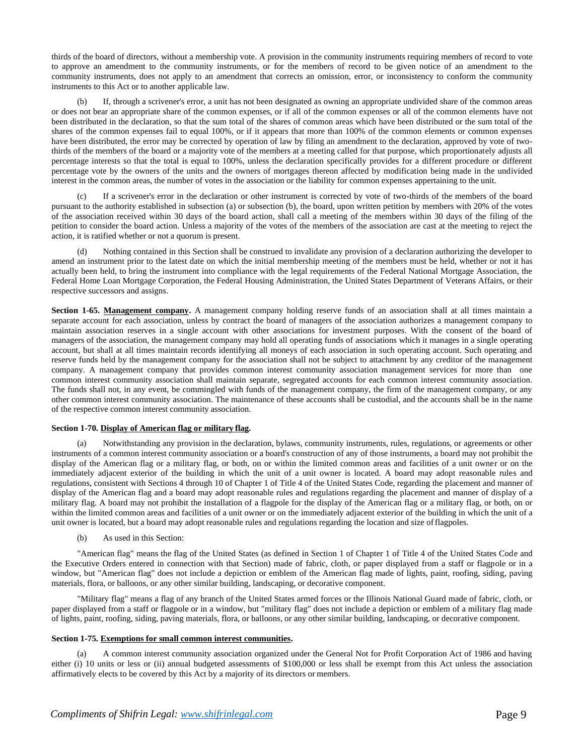thirds of the board of directors, without a membership vote. A provision in the community instruments requiring members of record to vote to approve an amendment to the community instruments, or for the members of record to be given notice of an amendment to the community instruments, does not apply to an amendment that corrects an omission, error, or inconsistency to conform the community instruments to this Act or to another applicable law.

(b) If, through a scrivener's error, a unit has not been designated as owning an appropriate undivided share of the common areas or does not bear an appropriate share of the common expenses, or if all of the common expenses or all of the common elements have not been distributed in the declaration, so that the sum total of the shares of common areas which have been distributed or the sum total of the shares of the common expenses fail to equal 100%, or if it appears that more than 100% of the common elements or common expenses have been distributed, the error may be corrected by operation of law by filing an amendment to the declaration, approved by vote of two-thirds of the members of the board or a majority vote of the members at a meeting called for that purpose, which proportionately adjusts all percentage interests so that the total is equal to 100%, unless the declaration specifically provides for a different procedure or different percentage vote by the owners of the units and the owners of mortgages thereon affected by modification being made in the undivided interest in the common areas, the number of votes in the association or the liability for common expenses appertaining to the unit.

(c) If a scrivener's error in the declaration or other instrument is corrected by vote of two-thirds of the members of the board pursuant to the authority established in subsection (a) or subsection (b), the board, upon written petition by members with 20% of the votes of the association received within 30 days of the board action, shall call a meeting of the members within 30 days of the filing of the petition to consider the board action. Unless a majority of the votes of the members of the association are cast at the meeting to reject the action, it is ratified whether or not a quorum is present.

(d) Nothing contained in this Section shall be construed to invalidate any provision of a declaration authorizing the developer to amend an instrument prior to the latest date on which the initial membership meeting of the members must be held, whether or not it has actually been held, to bring the instrument into compliance with the legal requirements of the Federal National Mortgage Association, the Federal Home Loan Mortgage Corporation, the Federal Housing Administration, the United States Department of Veterans Affairs, or their respective successors and assigns.

**Section 1-65. Management company.** A management company holding reserve funds of an association shall at all times maintain a separate account for each association, unless by contract the board of managers of the association authorizes a management company to maintain association reserves in a single account with other associations for investment purposes. With the consent of the board of managers of the association, the management company may hold all operating funds of associations which it manages in a single operating account, but shall at all times maintain records identifying all moneys of each association in such operating account. Such operating and reserve funds held by the management company for the association shall not be subject to attachment by any creditor of the management company. A management company that provides common interest community association management services for more than one common interest community association shall maintain separate, segregated accounts for each common interest community association. The funds shall not, in any event, be commingled with funds of the management company, the firm of the management company, or any other common interest community association. The maintenance of these accounts shall be custodial, and the accounts shall be in the name of the respective common interest community association.

**Section 1-70. Display of American flag or military flag.**

(a) Notwithstanding any provision in the declaration, bylaws, community instruments, rules, regulations, or agreements or other instruments of a common interest community association or a board's construction of any of those instruments, a board may not prohibit the display of the American flag or a military flag, or both, on or within the limited common areas and facilities of a unit owner or on the immediately adjacent exterior of the building in which the unit of a unit owner is located. A board may adopt reasonable rules and regulations, consistent with Sections 4 through 10 of Chapter 1 of Title 4 of the United States Code, regarding the placement and manner of display of the American flag and a board may adopt reasonable rules and regulations regarding the placement and manner of display of a military flag. A board may not prohibit the installation of a flagpole for the display of the American flag or a military flag, or both, on or within the limited common areas and facilities of a unit owner or on the immediately adjacent exterior of the building in which the unit of a unit owner is located, but a board may adopt reasonable rules and regulations regarding the location and size of flagpoles.

(b) As used in this Section:

"American flag" means the flag of the United States (as defined in Section 1 of Chapter 1 of Title 4 of the United States Code and the Executive Orders entered in connection with that Section) made of fabric, cloth, or paper displayed from a staff or flagpole or in a window, but "American flag" does not include a depiction or emblem of the American flag made of lights, paint, roofing, siding, paving materials, flora, or balloons, or any other similar building, landscaping, or decorative component.

"Military flag" means a flag of any branch of the United States armed forces or the Illinois National Guard made of fabric, cloth, or paper displayed from a staff or flagpole or in a window, but "military flag" does not include a depiction or emblem of a military flag made of lights, paint, roofing, siding, paving materials, flora, or balloons, or any other similar building, landscaping, or decorative component.

**Section 1-75. Exemptions for small common interest communities.**

(a) A common interest community association organized under the General Not for Profit Corporation Act of 1986 and having either (i) 10 units or less or (ii) annual budgeted assessments of $100,000 or less shall be exempt from this Act unless the association affirmatively elects to be covered by this Act by a majority of its directors or members.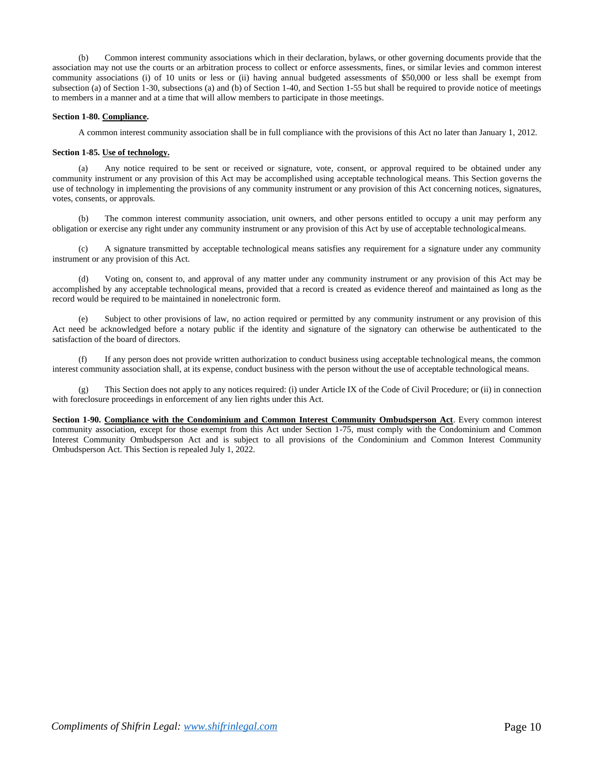(b) Common interest community associations which in their declaration, bylaws, or other governing documents provide that the association may not use the courts or an arbitration process to collect or enforce assessments, fines, or similar levies and common interest community associations (i) of 10 units or less or (ii) having annual budgeted assessments of $50,000 or less shall be exempt from subsection (a) of Section 1-30, subsections (a) and (b) of Section 1-40, and Section 1-55 but shall be required to provide notice of meetings to members in a manner and at a time that will allow members to participate in those meetings.

**Section 1-80. Compliance.**

A common interest community association shall be in full compliance with the provisions of this Act no later than January 1, 2012.

**Section 1-85. Use of technology.**

(a) Any notice required to be sent or received or signature, vote, consent, or approval required to be obtained under any community instrument or any provision of this Act may be accomplished using acceptable technological means. This Section governs the use of technology in implementing the provisions of any community instrument or any provision of this Act concerning notices, signatures, votes, consents, or approvals.

(b) The common interest community association, unit owners, and other persons entitled to occupy a unit may perform any obligation or exercise any right under any community instrument or any provision of this Act by use of acceptable technological means.

(c) A signature transmitted by acceptable technological means satisfies any requirement for a signature under any community instrument or any provision of this Act.

(d) Voting on, consent to, and approval of any matter under any community instrument or any provision of this Act may be accomplished by any acceptable technological means, provided that a record is created as evidence thereof and maintained as long as the record would be required to be maintained in nonelectronic form.

(e) Subject to other provisions of law, no action required or permitted by any community instrument or any provision of this Act need be acknowledged before a notary public if the identity and signature of the signatory can otherwise be authenticated to the satisfaction of the board of directors.

(f) If any person does not provide written authorization to conduct business using acceptable technological means, the common interest community association shall, at its expense, conduct business with the person without the use of acceptable technological means.

(g) This Section does not apply to any notices required: (i) under Article IX of the Code of Civil Procedure; or (ii) in connection with foreclosure proceedings in enforcement of any lien rights under this Act.

**Section 1-90. Compliance with the Condominium and Common Interest Community Ombudsperson Act**. Every common interest community association, except for those exempt from this Act under Section 1-75, must comply with the Condominium and Common Interest Community Ombudsperson Act and is subject to all provisions of the Condominium and Common Interest Community Ombudsperson Act. This Section is repealed July 1, 2022.